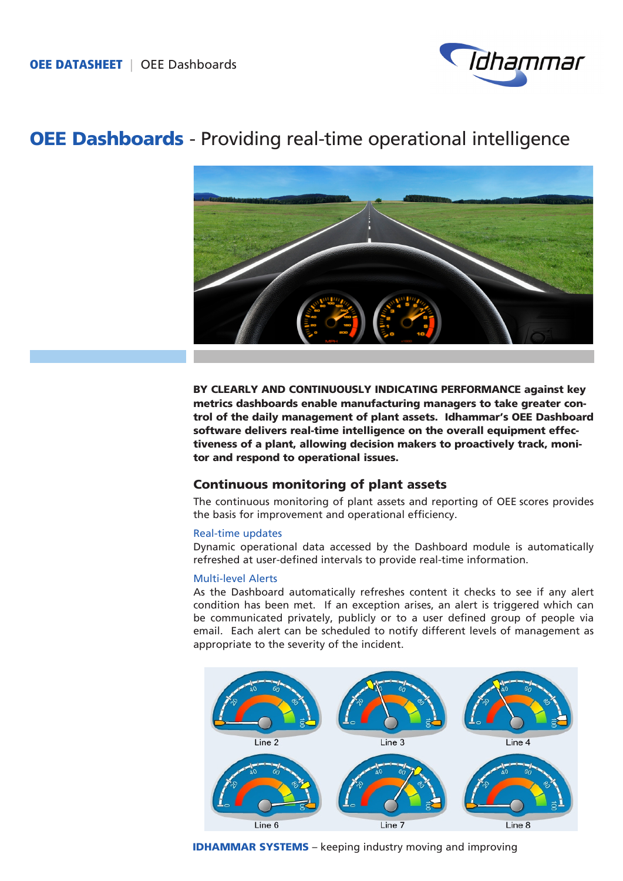OEE DATASHEET | OEE Dashboards

# OEE Dashboards - Providing real-time operational intelligence

**BY CLEARLY AND CONTINUOUSLY INDICATING PERFORMANCE against key metrics dashboards enable manufacturing managers to take greater control of the daily management of plant assets. Idhammar's OEE Dashboard software delivers real-time intelligence on the overall equipment effectiveness of a plant, allowing decision makers to proactively track, monitor and respond to operational issues.**

## Continuous monitoring of plant assets

The continuous monitoring of plant assets and reporting of OEE scores provides the basis for improvement and operational efficiency.

### Real-time updates

Dynamic operational data accessed by the Dashboard module is automatically refreshed at user-defined intervals to provide real-time information.

### Multi-level Alerts

As the Dashboard automatically refreshes content it checks to see if any alert condition has been met. If an exception arises, an alert is triggered which can be communicated privately, publicly or to a user defined group of people via email. Each alert can be scheduled to notify different levels of management as appropriate to the severity of the incident.

**IDHAMMAR SYSTEMS** – keeping industry moving and improving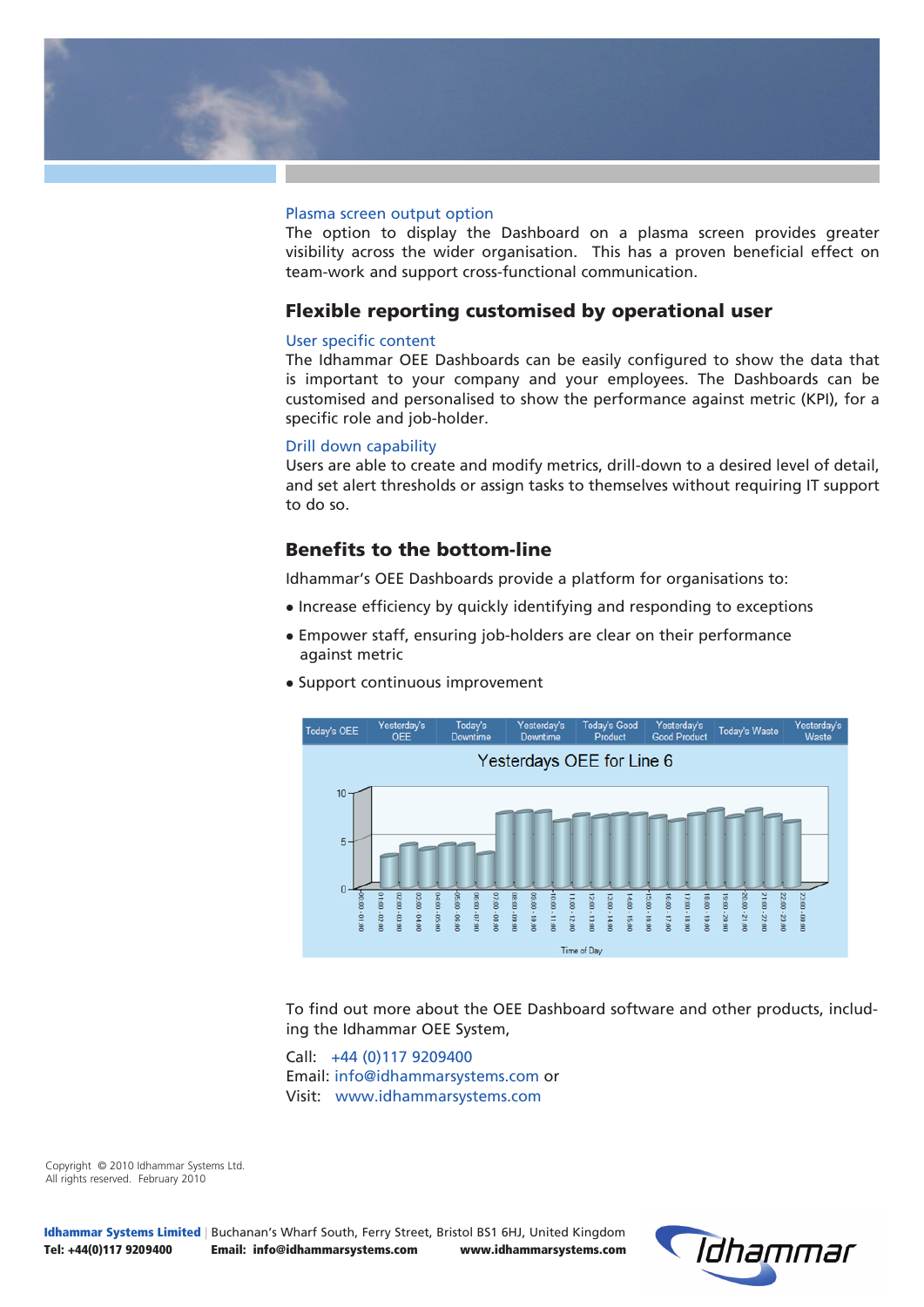### Plasma screen output option

The option to display the Dashboard on a plasma screen provides greater visibility across the wider organisation. This has a proven beneficial effect on team-work and support cross-functional communication.

## Flexible reporting customised by operational user

### User specific content

The Idhammar OEE Dashboards can be easily configured to show the data that is important to your company and your employees. The Dashboards can be customised and personalised to show the performance against metric (KPI), for a specific role and job-holder.

### Drill down capability

Users are able to create and modify metrics, drill-down to a desired level of detail, and set alert thresholds or assign tasks to themselves without requiring IT support to do so.

## Benefits to the bottom-line

Idhammar's OEE Dashboards provide a platform for organisations to:

- Increase efficiency by quickly identifying and responding to exceptions
- Empower staff, ensuring job-holders are clear on their performance against metric
- Support continuous improvement

Today's OEE | Yesterday's OEE | Today's Downtime | Yesterday's Downtime | Today's Good Product | Yesterday's Good Product | Today's Waste | Yesterday's Waste

Yesterdays OEE for Line 6

10
5
0

00:00 - 01:00
01:00 - 02:00
02:00 - 03:00
03:00 - 04:00
04:00 - 05:00
05:00 - 06:00
06:00 - 07:00
07:00 - 08:00
08:00 - 09:00
09:00 - 10:00
10:00 - 11:00
11:00 - 12:00
12:00 - 13:00
13:00 - 14:00
14:00 - 15:00
15:00 - 16:00
16:00 - 17:00
17:00 - 18:00
18:00 - 19:00
19:00 - 20:00
20:00 - 21:00
21:00 - 22:00
22:00 - 23:00
23:00 - 00:00

Time of Day

To find out more about the OEE Dashboard software and other products, including the Idhammar OEE System,

Call: +44 (0)117 9209400
Email: info@idhammarsystems.com or
Visit: www.idhammarsystems.com

Copyright © 2010 Idhammar Systems Ltd.
All rights reserved. February 2010

**Idhammar Systems Limited** | Buchanan's Wharf South, Ferry Street, Bristol BS1 6HJ, United Kingdom
**Tel: +44(0)117 9209400** **Email: info@idhammarsystems.com** **www.idhammarsystems.com**